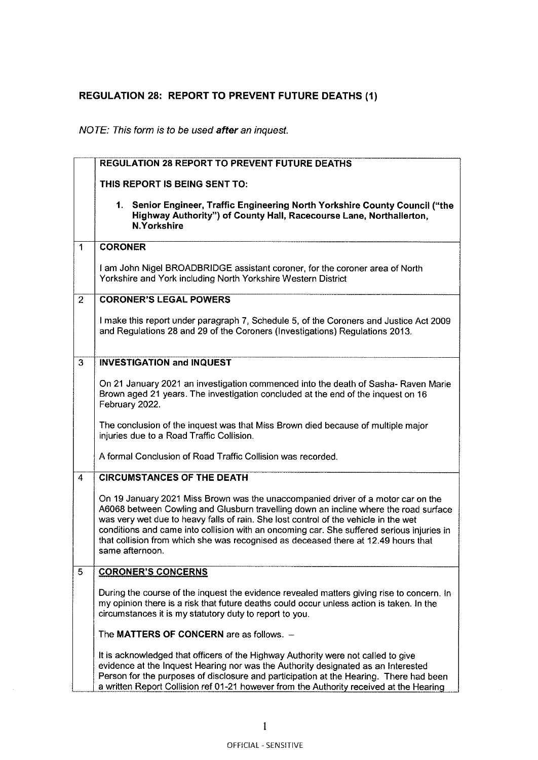# REGULATION 28: REPORT TO PREVENT FUTURE DEATHS (1)

*NOTE: This form is to be used **after** an inquest.*

| | **REGULATION 28 REPORT TO PREVENT FUTURE DEATHS**<br><br>**THIS REPORT IS BEING SENT TO:**<br><br>1. **Senior Engineer, Traffic Engineering North Yorkshire County Council ("the Highway Authority") of County Hall, Racecourse Lane, Northallerton, N.Yorkshire** |
|---|---|
| 1 | **CORONER**<br><br>I am John Nigel BROADBRIDGE assistant coroner, for the coroner area of North Yorkshire and York including North Yorkshire Western District |
| 2 | **CORONER'S LEGAL POWERS**<br><br>I make this report under paragraph 7, Schedule 5, of the Coroners and Justice Act 2009 and Regulations 28 and 29 of the Coroners (Investigations) Regulations 2013. |
| 3 | **INVESTIGATION and INQUEST**<br><br>On 21 January 2021 an investigation commenced into the death of Sasha- Raven Marie Brown aged 21 years. The investigation concluded at the end of the inquest on 16 February 2022.<br><br>The conclusion of the inquest was that Miss Brown died because of multiple major injuries due to a Road Traffic Collision.<br><br>A formal Conclusion of Road Traffic Collision was recorded. |
| 4 | **CIRCUMSTANCES OF THE DEATH**<br><br>On 19 January 2021 Miss Brown was the unaccompanied driver of a motor car on the A6068 between Cowling and Glusburn travelling down an incline where the road surface was very wet due to heavy falls of rain. She lost control of the vehicle in the wet conditions and came into collision with an oncoming car. She suffered serious injuries in that collision from which she was recognised as deceased there at 12.49 hours that same afternoon. |
| 5 | **CORONER'S CONCERNS**<br><br>During the course of the inquest the evidence revealed matters giving rise to concern. In my opinion there is a risk that future deaths could occur unless action is taken. In the circumstances it is my statutory duty to report to you.<br><br>The **MATTERS OF CONCERN** are as follows. –<br><br>It is acknowledged that officers of the Highway Authority were not called to give evidence at the Inquest Hearing nor was the Authority designated as an Interested Person for the purposes of disclosure and participation at the Hearing. There had been a written Report Collision ref 01-21 however from the Authority received at the Hearing |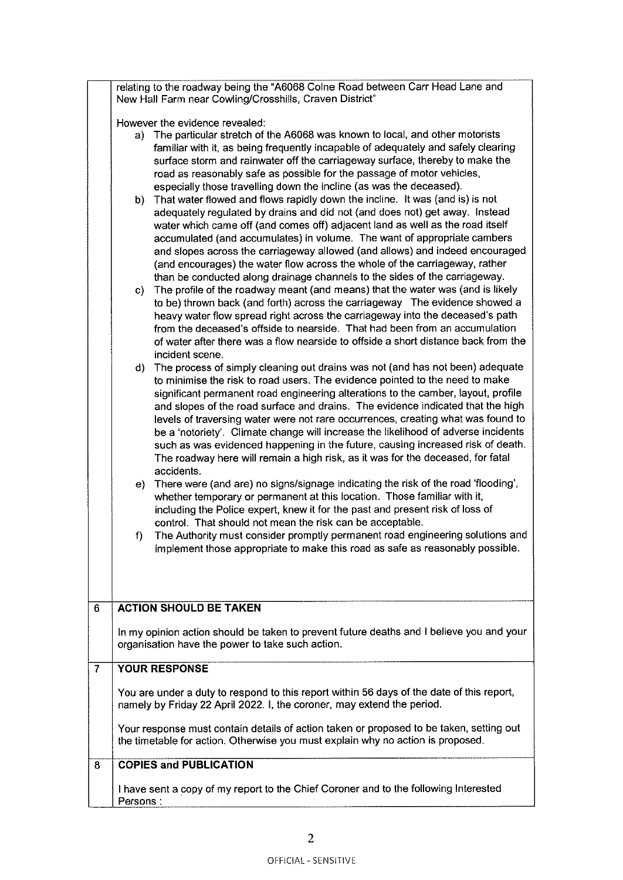relating to the roadway being the "A6068 Colne Road between Carr Head Lane and New Hall Farm near Cowling/Crosshills, Craven District"

However the evidence revealed:

a) The particular stretch of the A6068 was known to local, and other motorists familiar with it, as being frequently incapable of adequately and safely clearing surface storm and rainwater off the carriageway surface, thereby to make the road as reasonably safe as possible for the passage of motor vehicles, especially those travelling down the incline (as was the deceased).

b) That water flowed and flows rapidly down the incline. It was (and is) is not adequately regulated by drains and did not (and does not) get away. Instead water which came off (and comes off) adjacent land as well as the road itself accumulated (and accumulates) in volume. The want of appropriate cambers and slopes across the carriageway allowed (and allows) and indeed encouraged (and encourages) the water flow across the whole of the carriageway, rather than be conducted along drainage channels to the sides of the carriageway.

c) The profile of the roadway meant (and means) that the water was (and is likely to be) thrown back (and forth) across the carriageway The evidence showed a heavy water flow spread right across the carriageway into the deceased's path from the deceased's offside to nearside. That had been from an accumulation of water after there was a flow nearside to offside a short distance back from the incident scene.

d) The process of simply cleaning out drains was not (and has not been) adequate to minimise the risk to road users. The evidence pointed to the need to make significant permanent road engineering alterations to the camber, layout, profile and slopes of the road surface and drains. The evidence indicated that the high levels of traversing water were not rare occurrences, creating what was found to be a 'notoriety'. Climate change will increase the likelihood of adverse incidents such as was evidenced happening in the future, causing increased risk of death. The roadway here will remain a high risk, as it was for the deceased, for fatal accidents.

e) There were (and are) no signs/signage indicating the risk of the road 'flooding', whether temporary or permanent at this location. Those familiar with it, including the Police expert, knew it for the past and present risk of loss of control. That should not mean the risk can be acceptable.

f) The Authority must consider promptly permanent road engineering solutions and implement those appropriate to make this road as safe as reasonably possible.

## 6 ACTION SHOULD BE TAKEN

In my opinion action should be taken to prevent future deaths and I believe you and your organisation have the power to take such action.

## 7 YOUR RESPONSE

You are under a duty to respond to this report within 56 days of the date of this report, namely by Friday 22 April 2022. I, the coroner, may extend the period.

Your response must contain details of action taken or proposed to be taken, setting out the timetable for action. Otherwise you must explain why no action is proposed.

## 8 COPIES and PUBLICATION

I have sent a copy of my report to the Chief Coroner and to the following Interested Persons :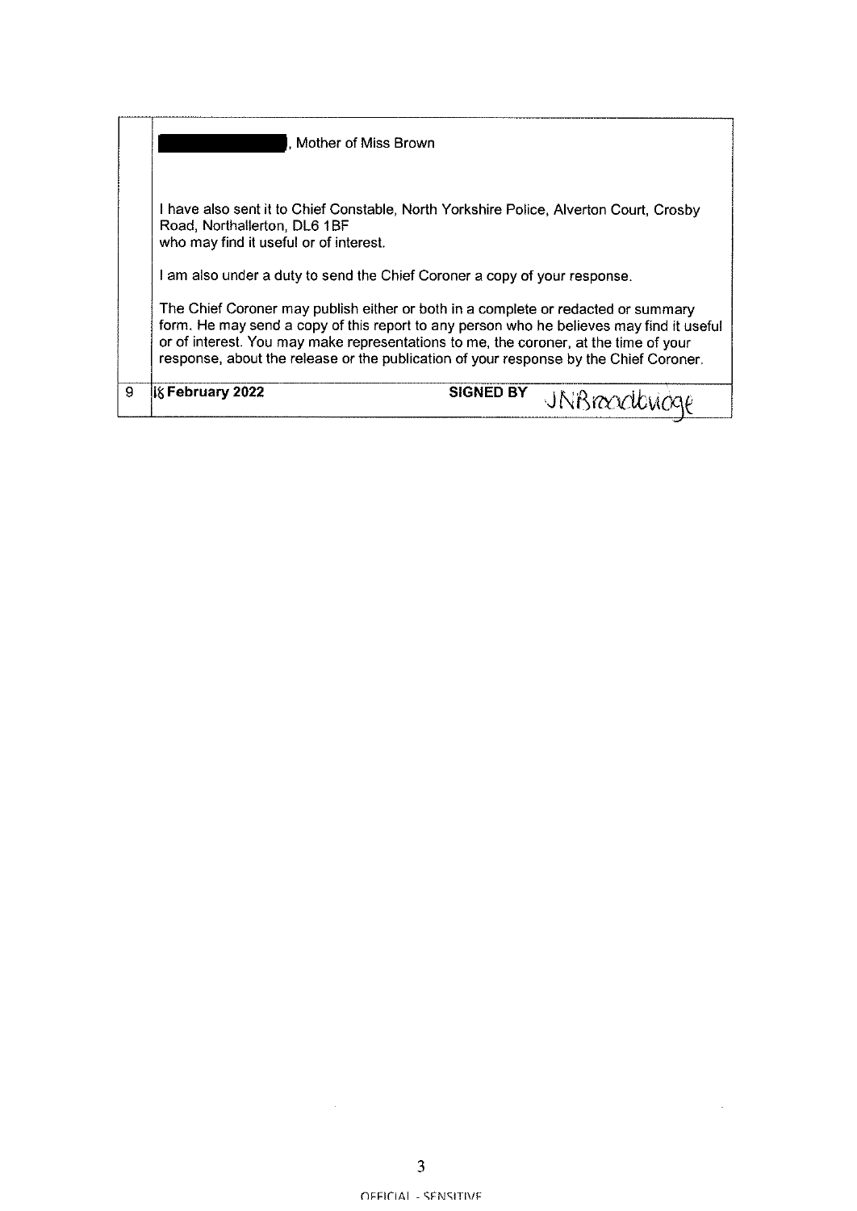| | |
|---|---|
| | [REDACTED], Mother of Miss Brown<br><br>I have also sent it to Chief Constable, North Yorkshire Police, Alverton Court, Crosby Road, Northallerton, DL6 1BF who may find it useful or of interest.<br><br>I am also under a duty to send the Chief Coroner a copy of your response.<br><br>The Chief Coroner may publish either or both in a complete or redacted or summary form. He may send a copy of this report to any person who he believes may find it useful or of interest. You may make representations to me, the coroner, at the time of your response, about the release or the publication of your response by the Chief Coroner. |
| 9 | **18 February 2022** **SIGNED BY** JNBroadbridge |

OFFICIAL - SENSITIVE